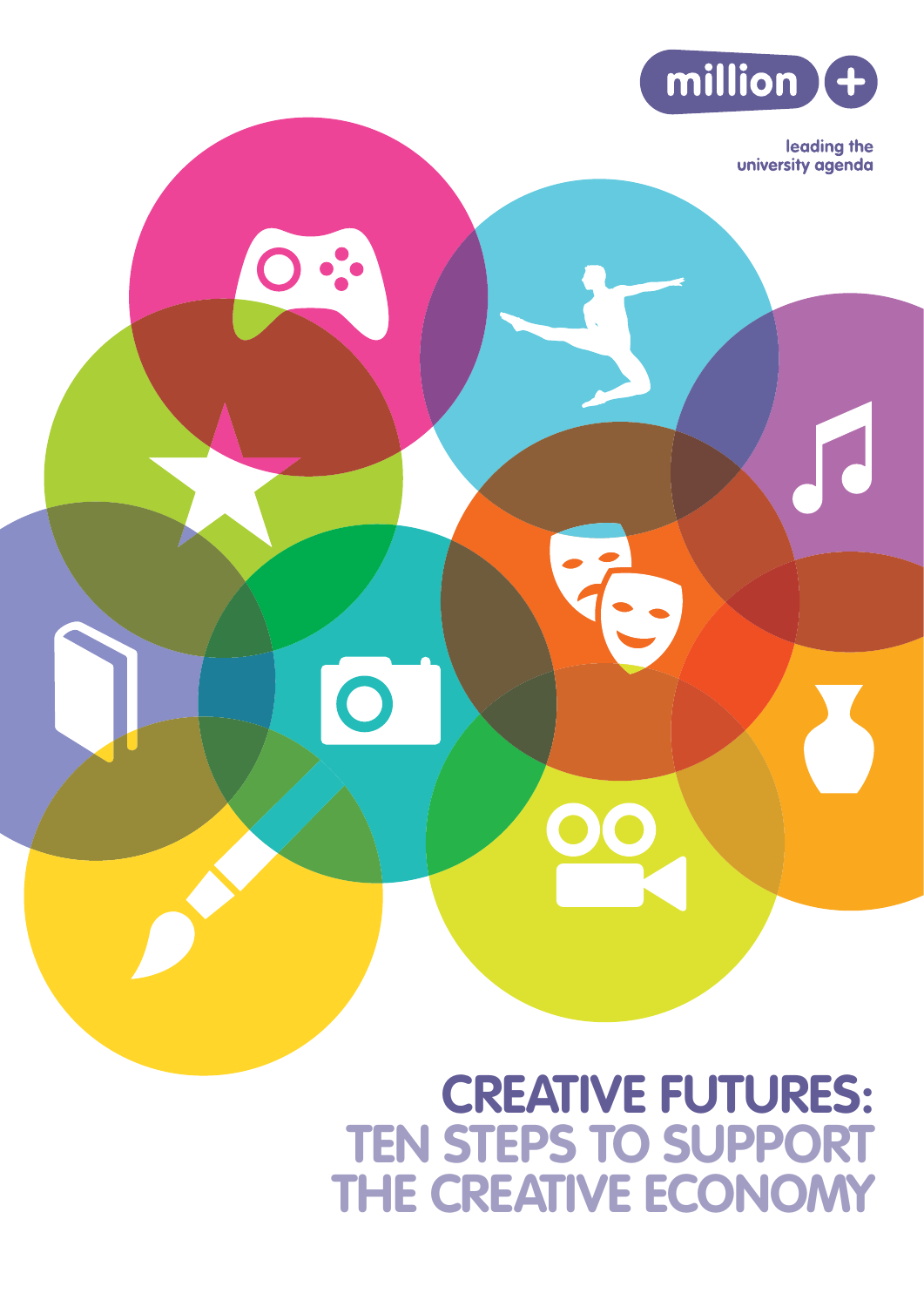million+

leading the university agenda

# CREATIVE FUTURES: TEN STEPS TO SUPPORT THE CREATIVE ECONOMY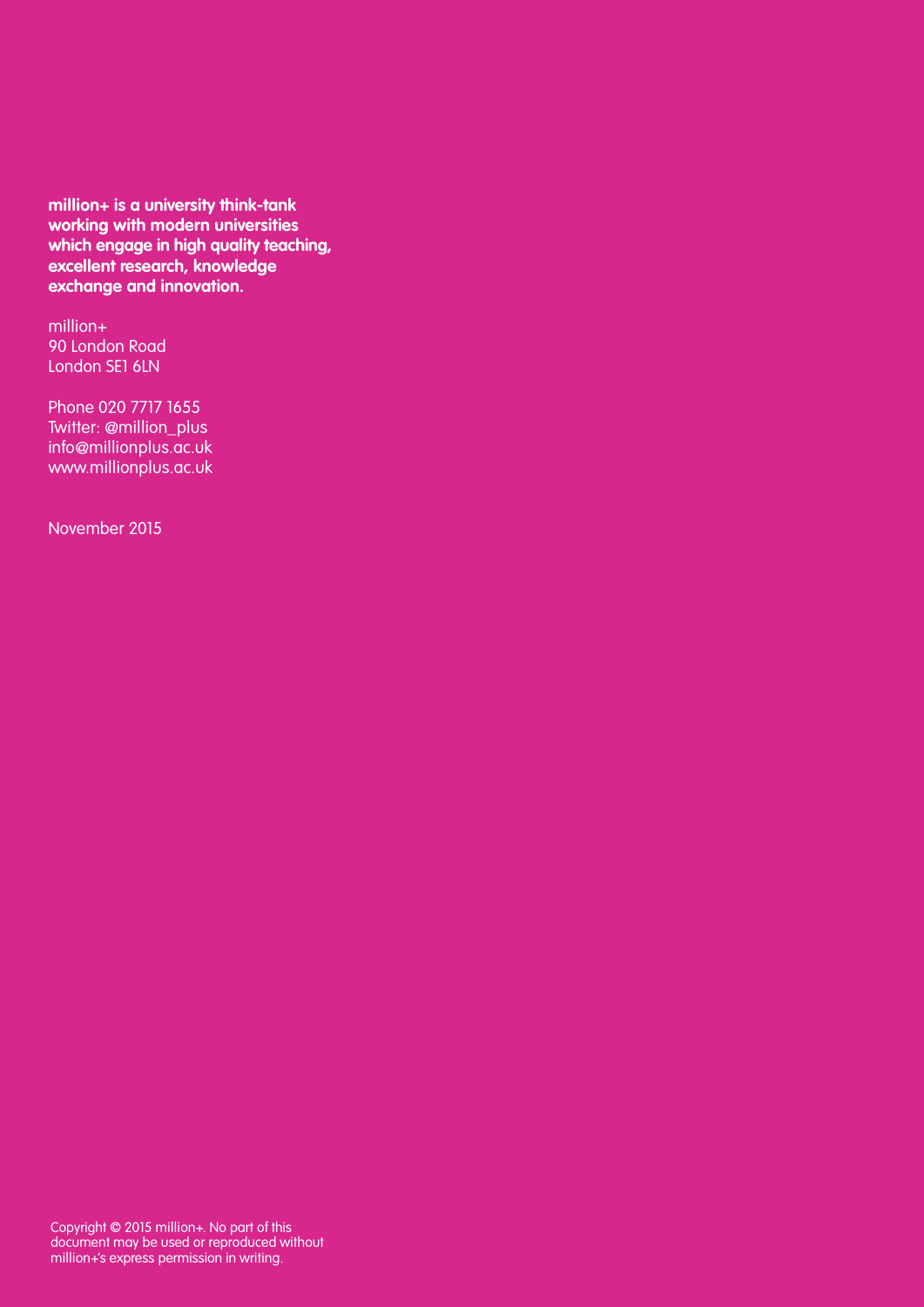**million+ is a university think-tank working with modern universities which engage in high quality teaching, excellent research, knowledge exchange and innovation.**

million+
90 London Road
London SE1 6LN

Phone 020 7717 1655
Twitter: @million_plus
info@millionplus.ac.uk
www.millionplus.ac.uk

November 2015

Copyright © 2015 million+. No part of this document may be used or reproduced without million+'s express permission in writing.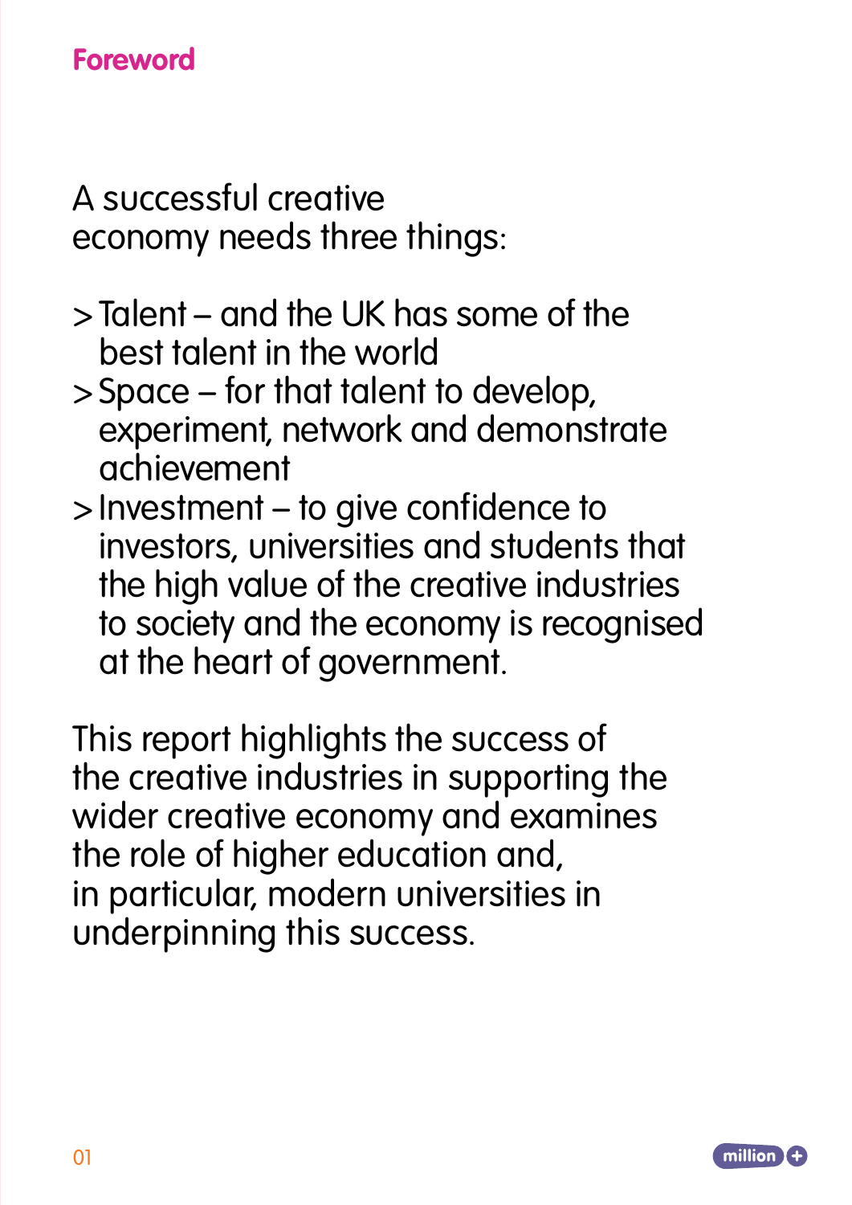## Foreword

A successful creative economy needs three things:

> Talent – and the UK has some of the best talent in the world
> Space – for that talent to develop, experiment, network and demonstrate achievement
> Investment – to give confidence to investors, universities and students that the high value of the creative industries to society and the economy is recognised at the heart of government.

This report highlights the success of the creative industries in supporting the wider creative economy and examines the role of higher education and, in particular, modern universities in underpinning this success.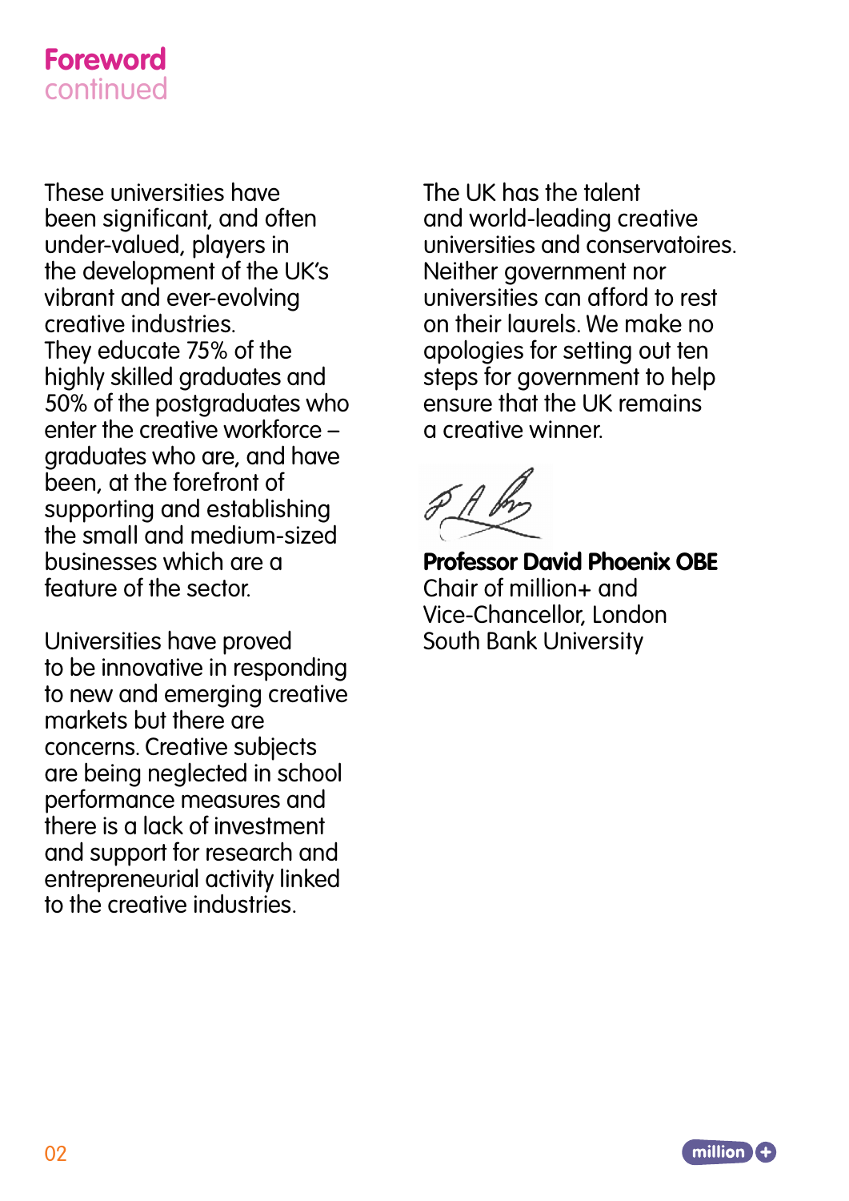## Foreword continued

These universities have been significant, and often under-valued, players in the development of the UK's vibrant and ever-evolving creative industries. They educate 75% of the highly skilled graduates and 50% of the postgraduates who enter the creative workforce – graduates who are, and have been, at the forefront of supporting and establishing the small and medium-sized businesses which are a feature of the sector.

Universities have proved to be innovative in responding to new and emerging creative markets but there are concerns. Creative subjects are being neglected in school performance measures and there is a lack of investment and support for research and entrepreneurial activity linked to the creative industries.

The UK has the talent and world-leading creative universities and conservatoires. Neither government nor universities can afford to rest on their laurels. We make no apologies for setting out ten steps for government to help ensure that the UK remains a creative winner.

**Professor David Phoenix OBE**
Chair of million+ and
Vice-Chancellor, London
South Bank University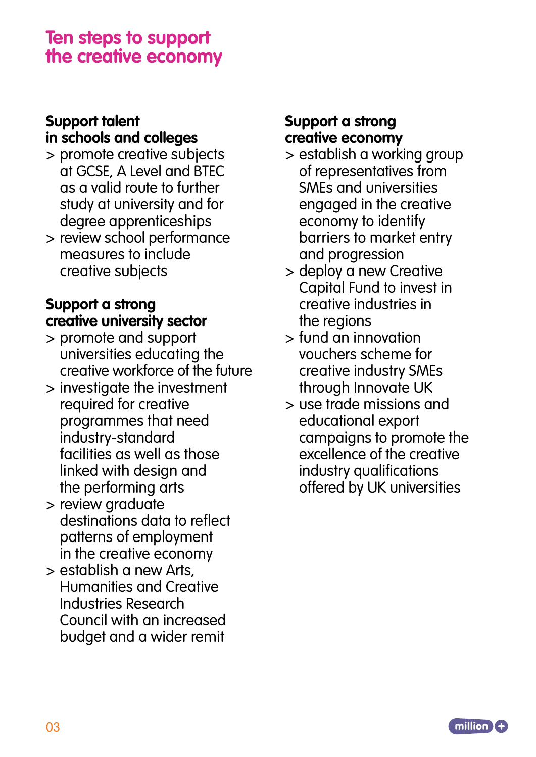# Ten steps to support the creative economy

### Support talent in schools and colleges

- promote creative subjects at GCSE, A Level and BTEC as a valid route to further study at university and for degree apprenticeships
- review school performance measures to include creative subjects

### Support a strong creative university sector

- promote and support universities educating the creative workforce of the future
- investigate the investment required for creative programmes that need industry-standard facilities as well as those linked with design and the performing arts
- review graduate destinations data to reflect patterns of employment in the creative economy
- establish a new Arts, Humanities and Creative Industries Research Council with an increased budget and a wider remit

### Support a strong creative economy

- establish a working group of representatives from SMEs and universities engaged in the creative economy to identify barriers to market entry and progression
- deploy a new Creative Capital Fund to invest in creative industries in the regions
- fund an innovation vouchers scheme for creative industry SMEs through Innovate UK
- use trade missions and educational export campaigns to promote the excellence of the creative industry qualifications offered by UK universities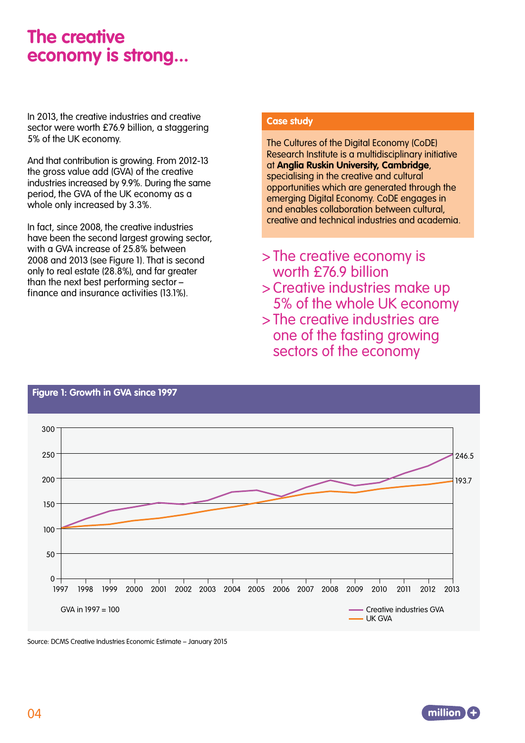# The creative economy is strong…

In 2013, the creative industries and creative sector were worth £76.9 billion, a staggering 5% of the UK economy.

And that contribution is growing. From 2012-13 the gross value add (GVA) of the creative industries increased by 9.9%. During the same period, the GVA of the UK economy as a whole only increased by 3.3%.

In fact, since 2008, the creative industries have been the second largest growing sector, with a GVA increase of 25.8% between 2008 and 2013 (see Figure 1). That is second only to real estate (28.8%), and far greater than the next best performing sector – finance and insurance activities (13.1%).

**Case study**

The Cultures of the Digital Economy (CoDE) Research Institute is a multidisciplinary initiative at **Anglia Ruskin University, Cambridge**, specialising in the creative and cultural opportunities which are generated through the emerging Digital Economy. CoDE engages in and enables collaboration between cultural, creative and technical industries and academia.

> The creative economy is worth £76.9 billion
> Creative industries make up 5% of the whole UK economy
> The creative industries are one of the fasting growing sectors of the economy

**Figure 1: Growth in GVA since 1997**

GVA in 1997 = 100

Creative industries GVA (2013): 246.5
UK GVA (2013): 193.7

Source: DCMS Creative Industries Economic Estimate – January 2015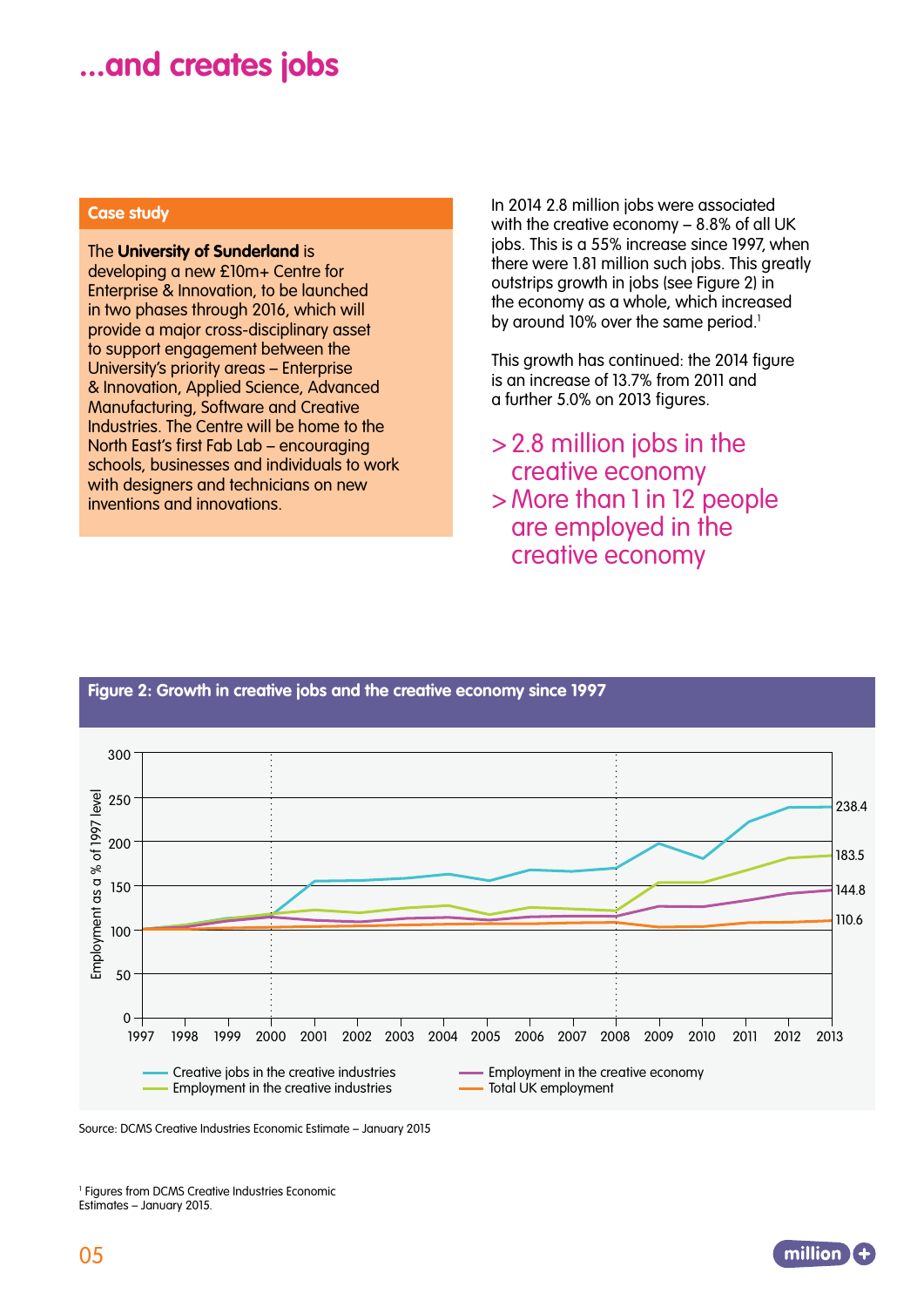# ...and creates jobs

**Case study**

The **University of Sunderland** is developing a new £10m+ Centre for Enterprise & Innovation, to be launched in two phases through 2016, which will provide a major cross-disciplinary asset to support engagement between the University's priority areas – Enterprise & Innovation, Applied Science, Advanced Manufacturing, Software and Creative Industries. The Centre will be home to the North East's first Fab Lab – encouraging schools, businesses and individuals to work with designers and technicians on new inventions and innovations.

In 2014 2.8 million jobs were associated with the creative economy – 8.8% of all UK jobs. This is a 55% increase since 1997, when there were 1.81 million such jobs. This greatly outstrips growth in jobs (see Figure 2) in the economy as a whole, which increased by around 10% over the same period.[1]

This growth has continued: the 2014 figure is an increase of 13.7% from 2011 and a further 5.0% on 2013 figures.

> 2.8 million jobs in the creative economy
> More than 1 in 12 people are employed in the creative economy

**Figure 2: Growth in creative jobs and the creative economy since 1997**

Employment as a % of 1997 level (1997–2013). End values in 2013: Creative jobs in the creative industries 238.4; Employment in the creative industries 183.5; Employment in the creative economy 144.8; Total UK employment 110.6.

Legend: Creative jobs in the creative industries; Employment in the creative industries; Employment in the creative economy; Total UK employment

Source: DCMS Creative Industries Economic Estimate – January 2015

[1] Figures from DCMS Creative Industries Economic Estimates – January 2015.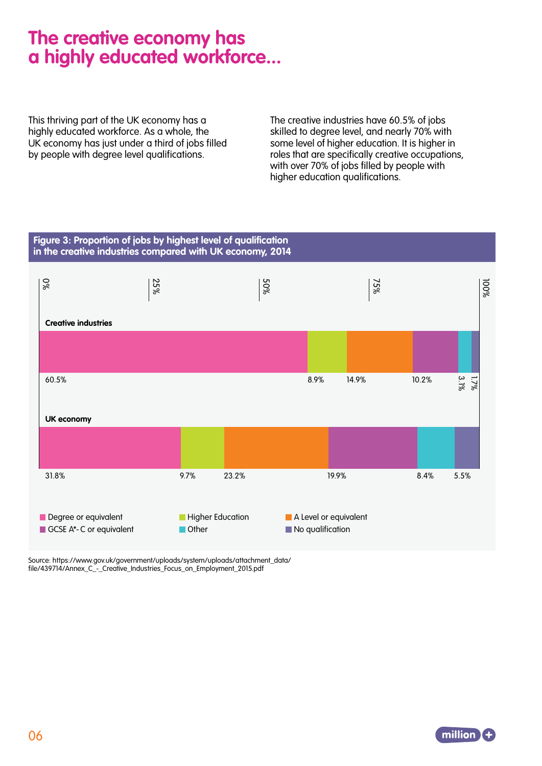# The creative economy has a highly educated workforce...

This thriving part of the UK economy has a highly educated workforce. As a whole, the UK economy has just under a third of jobs filled by people with degree level qualifications.

The creative industries have 60.5% of jobs skilled to degree level, and nearly 70% with some level of higher education. It is higher in roles that are specifically creative occupations, with over 70% of jobs filled by people with higher education qualifications.

**Figure 3: Proportion of jobs by highest level of qualification in the creative industries compared with UK economy, 2014**

| | Degree or equivalent | Higher Education | A Level or equivalent | GCSE A*- C or equivalent | Other | No qualification |
|---|---|---|---|---|---|---|
| Creative industries | 60.5% | 8.9% | 14.9% | 10.2% | 3.1% | 1.7% |
| UK economy | 31.8% | 9.7% | 23.2% | 19.9% | 8.4% | 5.5% |

Source: https://www.gov.uk/government/uploads/system/uploads/attachment_data/file/439714/Annex_C_-_Creative_Industries_Focus_on_Employment_2015.pdf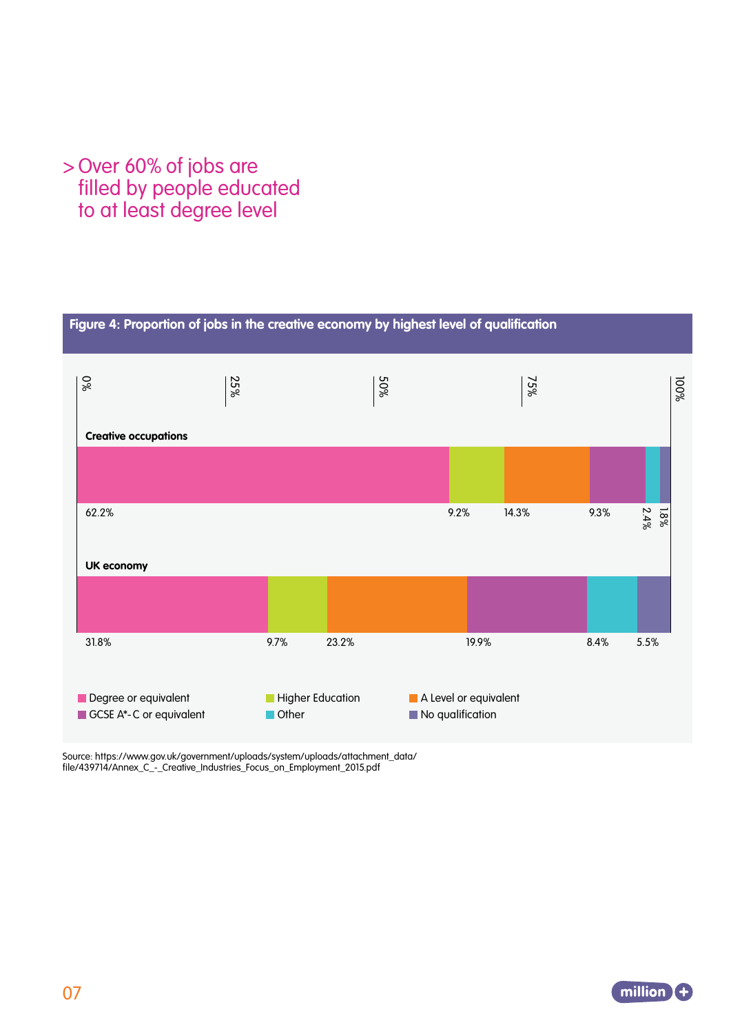> Over 60% of jobs are filled by people educated to at least degree level

**Figure 4: Proportion of jobs in the creative economy by highest level of qualification**

| | Degree or equivalent | Higher Education | A Level or equivalent | GCSE A*-C or equivalent | Other | No qualification |
|---|---|---|---|---|---|---|
| Creative occupations | 62.2% | 9.2% | 14.3% | 9.3% | 2.4% | 1.8% |
| UK economy | 31.8% | 9.7% | 23.2% | 19.9% | 8.4% | 5.5% |

Source: https://www.gov.uk/government/uploads/system/uploads/attachment_data/file/439714/Annex_C_-_Creative_Industries_Focus_on_Employment_2015.pdf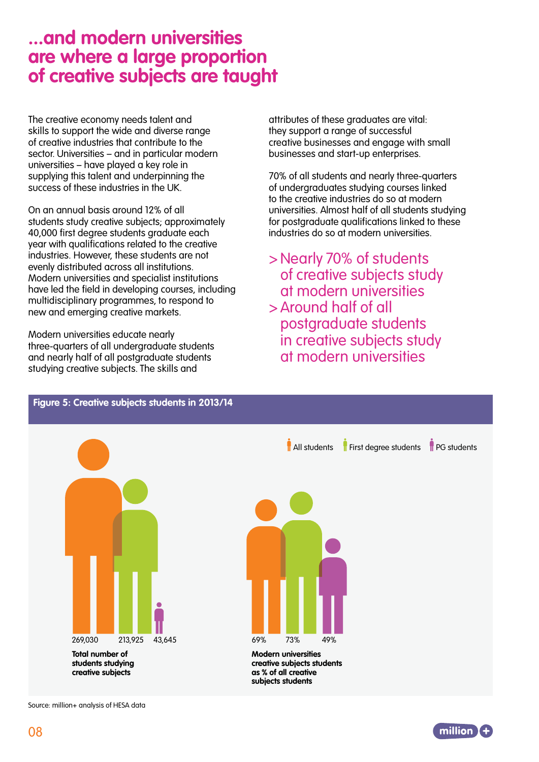# ...and modern universities are where a large proportion of creative subjects are taught

The creative economy needs talent and skills to support the wide and diverse range of creative industries that contribute to the sector. Universities – and in particular modern universities – have played a key role in supplying this talent and underpinning the success of these industries in the UK.

On an annual basis around 12% of all students study creative subjects; approximately 40,000 first degree students graduate each year with qualifications related to the creative industries. However, these students are not evenly distributed across all institutions. Modern universities and specialist institutions have led the field in developing courses, including multidisciplinary programmes, to respond to new and emerging creative markets.

Modern universities educate nearly three-quarters of all undergraduate students and nearly half of all postgraduate students studying creative subjects. The skills and attributes of these graduates are vital: they support a range of successful creative businesses and engage with small businesses and start-up enterprises.

70% of all students and nearly three-quarters of undergraduates studying courses linked to the creative industries do so at modern universities. Almost half of all students studying for postgraduate qualifications linked to these industries do so at modern universities.

> Nearly 70% of students of creative subjects study at modern universities
> Around half of all postgraduate students in creative subjects study at modern universities

**Figure 5: Creative subjects students in 2013/14**

All students | First degree students | PG students

| | All students | First degree students | PG students |
|---|---|---|---|
| **Total number of students studying creative subjects** | 269,030 | 213,925 | 43,645 |
| **Modern universities creative subjects students as % of all creative subjects students** | 69% | 73% | 49% |

Source: million+ analysis of HESA data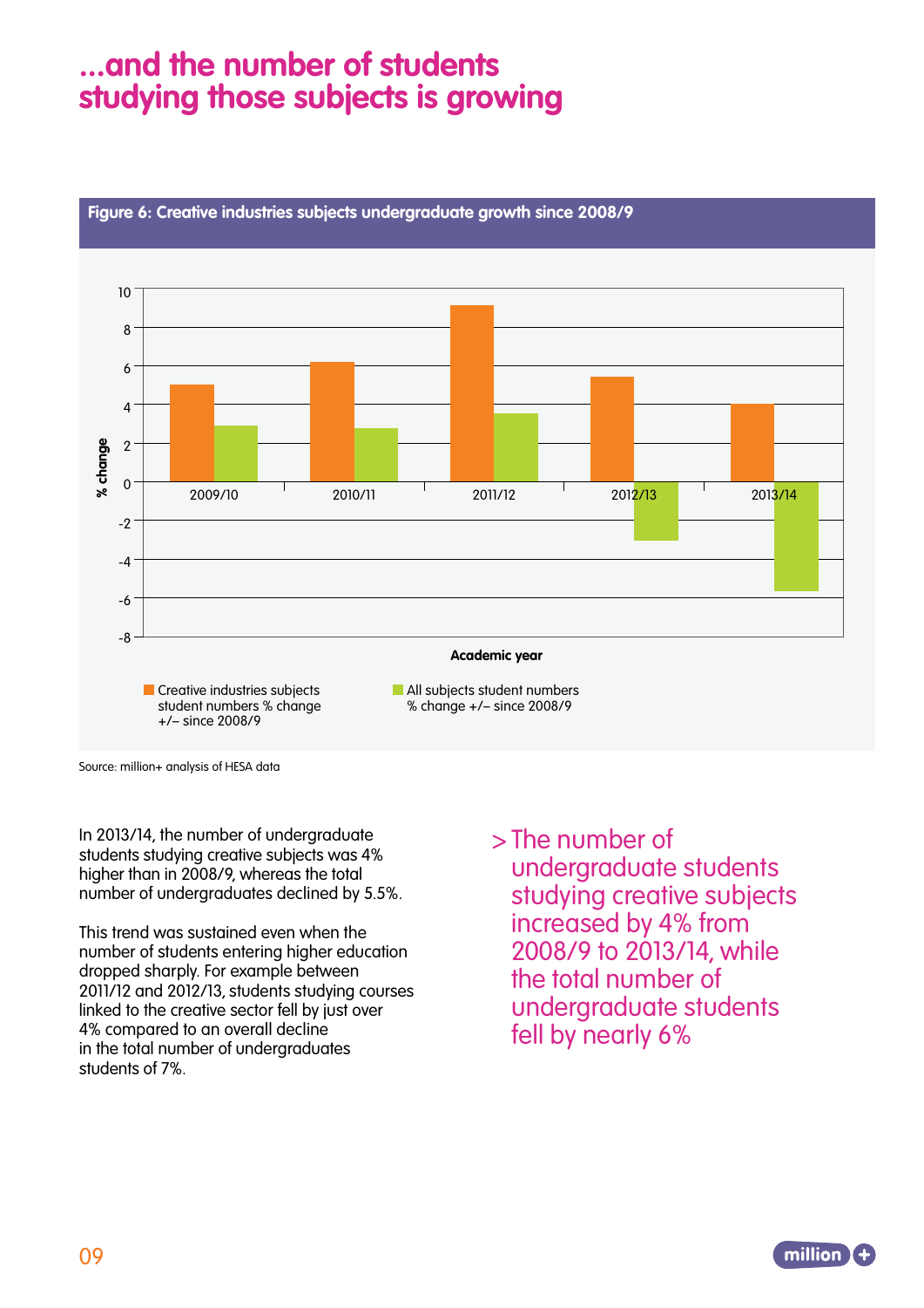# ...and the number of students studying those subjects is growing

**Figure 6: Creative industries subjects undergraduate growth since 2008/9**

Source: million+ analysis of HESA data

In 2013/14, the number of undergraduate students studying creative subjects was 4% higher than in 2008/9, whereas the total number of undergraduates declined by 5.5%.

This trend was sustained even when the number of students entering higher education dropped sharply. For example between 2011/12 and 2012/13, students studying courses linked to the creative sector fell by just over 4% compared to an overall decline in the total number of undergraduates students of 7%.

> The number of undergraduate students studying creative subjects increased by 4% from 2008/9 to 2013/14, while the total number of undergraduate students fell by nearly 6%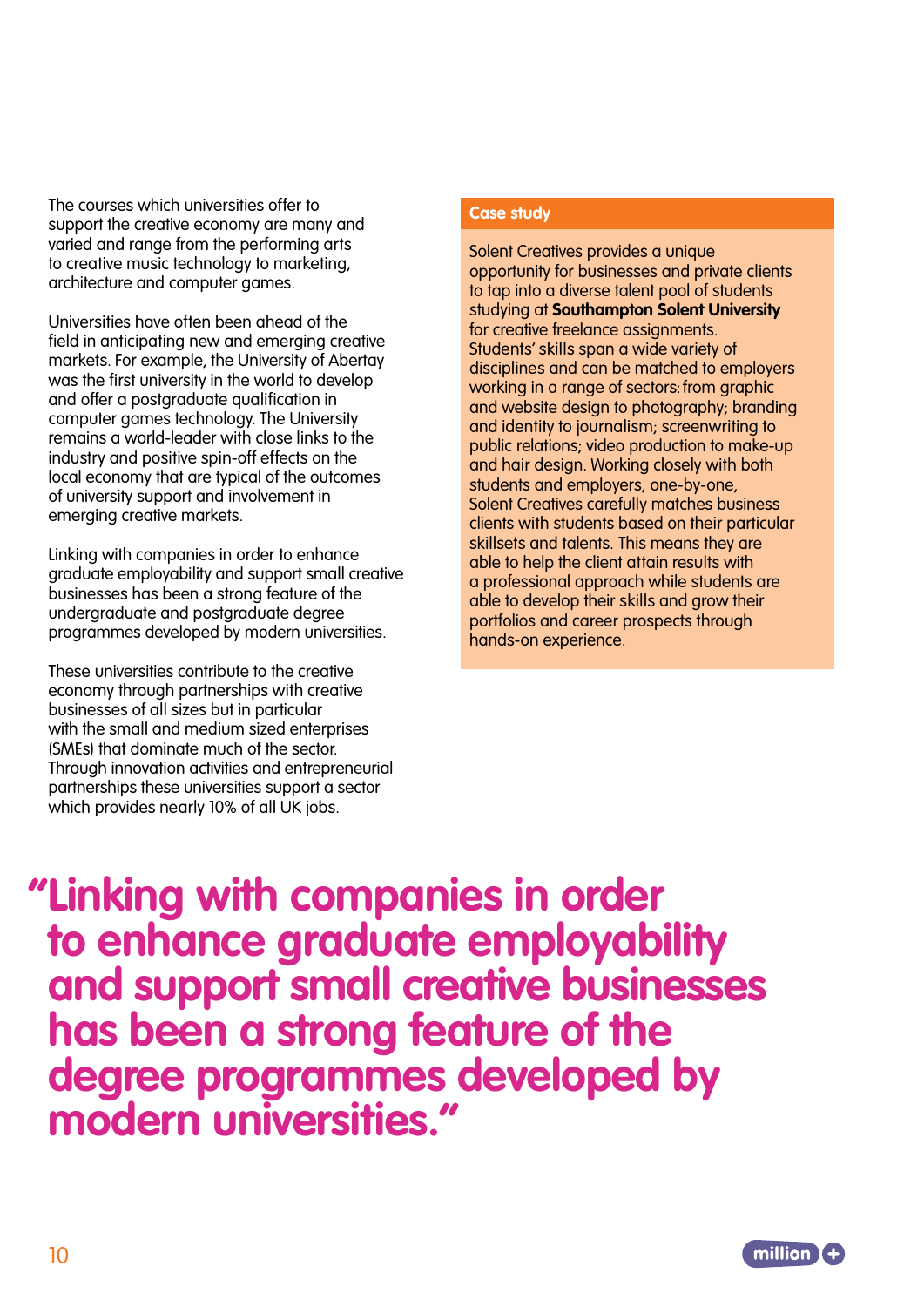The courses which universities offer to support the creative economy are many and varied and range from the performing arts to creative music technology to marketing, architecture and computer games.

Universities have often been ahead of the field in anticipating new and emerging creative markets. For example, the University of Abertay was the first university in the world to develop and offer a postgraduate qualification in computer games technology. The University remains a world-leader with close links to the industry and positive spin-off effects on the local economy that are typical of the outcomes of university support and involvement in emerging creative markets.

Linking with companies in order to enhance graduate employability and support small creative businesses has been a strong feature of the undergraduate and postgraduate degree programmes developed by modern universities.

These universities contribute to the creative economy through partnerships with creative businesses of all sizes but in particular with the small and medium sized enterprises (SMEs) that dominate much of the sector. Through innovation activities and entrepreneurial partnerships these universities support a sector which provides nearly 10% of all UK jobs.

### Case study

Solent Creatives provides a unique opportunity for businesses and private clients to tap into a diverse talent pool of students studying at **Southampton Solent University** for creative freelance assignments. Students' skills span a wide variety of disciplines and can be matched to employers working in a range of sectors: from graphic and website design to photography; branding and identity to journalism; screenwriting to public relations; video production to make-up and hair design. Working closely with both students and employers, one-by-one, Solent Creatives carefully matches business clients with students based on their particular skillsets and talents. This means they are able to help the client attain results with a professional approach while students are able to develop their skills and grow their portfolios and career prospects through hands-on experience.

> **"Linking with companies in order to enhance graduate employability and support small creative businesses has been a strong feature of the degree programmes developed by modern universities."**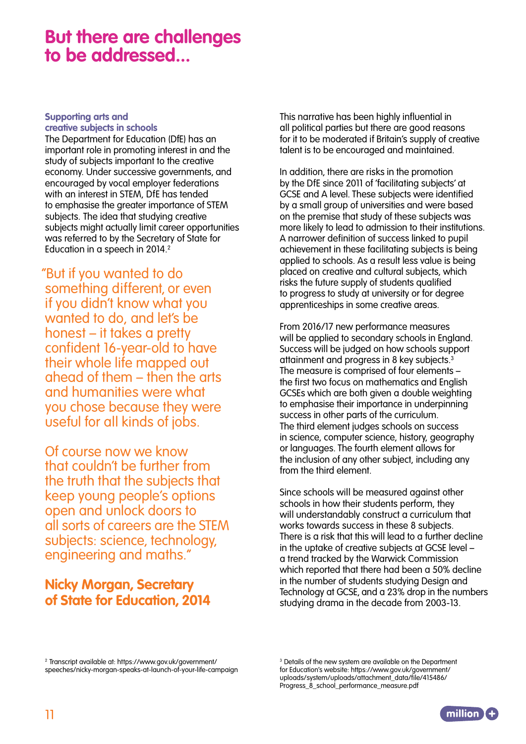# But there are challenges to be addressed...

### Supporting arts and creative subjects in schools

The Department for Education (DfE) has an important role in promoting interest in and the study of subjects important to the creative economy. Under successive governments, and encouraged by vocal employer federations with an interest in STEM, DfE has tended to emphasise the greater importance of STEM subjects. The idea that studying creative subjects might actually limit career opportunities was referred to by the Secretary of State for Education in a speech in 2014.[2]

> "But if you wanted to do something different, or even if you didn't know what you wanted to do, and let's be honest – it takes a pretty confident 16-year-old to have their whole life mapped out ahead of them – then the arts and humanities were what you chose because they were useful for all kinds of jobs.
>
> Of course now we know that couldn't be further from the truth that the subjects that keep young people's options open and unlock doors to all sorts of careers are the STEM subjects: science, technology, engineering and maths."
>
> **Nicky Morgan, Secretary of State for Education, 2014**

This narrative has been highly influential in all political parties but there are good reasons for it to be moderated if Britain's supply of creative talent is to be encouraged and maintained.

In addition, there are risks in the promotion by the DfE since 2011 of 'facilitating subjects' at GCSE and A level. These subjects were identified by a small group of universities and were based on the premise that study of these subjects was more likely to lead to admission to their institutions. A narrower definition of success linked to pupil achievement in these facilitating subjects is being applied to schools. As a result less value is being placed on creative and cultural subjects, which risks the future supply of students qualified to progress to study at university or for degree apprenticeships in some creative areas.

From 2016/17 new performance measures will be applied to secondary schools in England. Success will be judged on how schools support attainment and progress in 8 key subjects.[3] The measure is comprised of four elements – the first two focus on mathematics and English GCSEs which are both given a double weighting to emphasise their importance in underpinning success in other parts of the curriculum. The third element judges schools on success in science, computer science, history, geography or languages. The fourth element allows for the inclusion of any other subject, including any from the third element.

Since schools will be measured against other schools in how their students perform, they will understandably construct a curriculum that works towards success in these 8 subjects. There is a risk that this will lead to a further decline in the uptake of creative subjects at GCSE level – a trend tracked by the Warwick Commission which reported that there had been a 50% decline in the number of students studying Design and Technology at GCSE, and a 23% drop in the numbers studying drama in the decade from 2003-13.

[2] Transcript available at: https://www.gov.uk/government/speeches/nicky-morgan-speaks-at-launch-of-your-life-campaign

[3] Details of the new system are available on the Department for Education's website: https://www.gov.uk/government/uploads/system/uploads/attachment_data/file/415486/Progress_8_school_performance_measure.pdf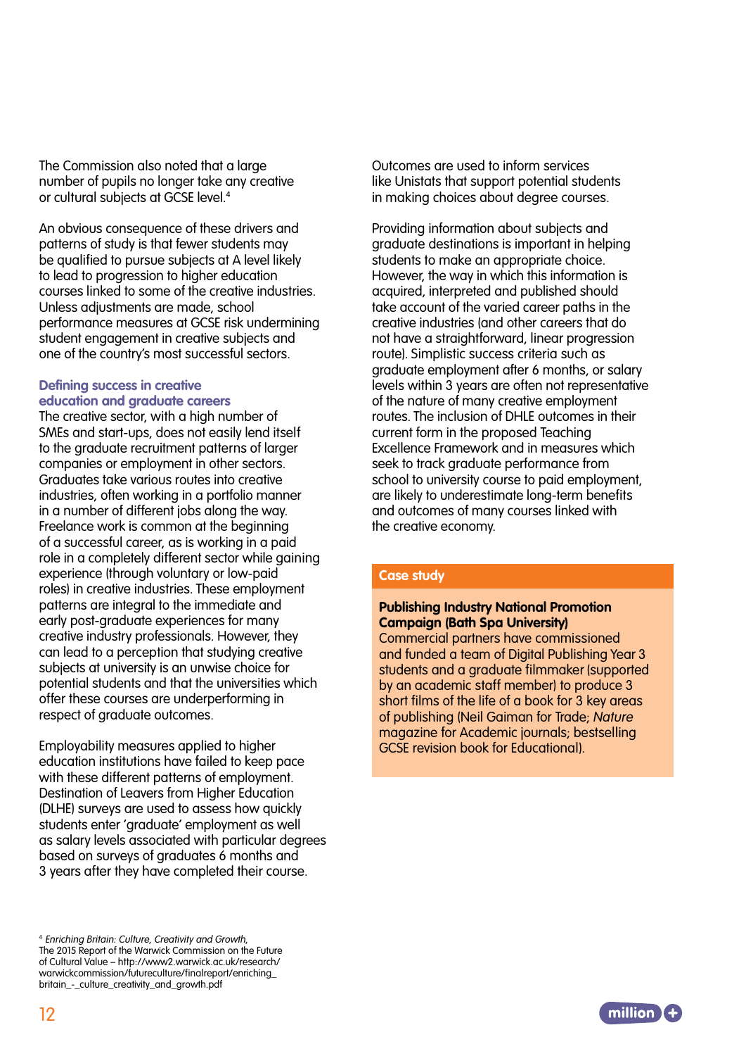The Commission also noted that a large number of pupils no longer take any creative or cultural subjects at GCSE level.[4]

An obvious consequence of these drivers and patterns of study is that fewer students may be qualified to pursue subjects at A level likely to lead to progression to higher education courses linked to some of the creative industries. Unless adjustments are made, school performance measures at GCSE risk undermining student engagement in creative subjects and one of the country's most successful sectors.

### Defining success in creative education and graduate careers

The creative sector, with a high number of SMEs and start-ups, does not easily lend itself to the graduate recruitment patterns of larger companies or employment in other sectors. Graduates take various routes into creative industries, often working in a portfolio manner in a number of different jobs along the way. Freelance work is common at the beginning of a successful career, as is working in a paid role in a completely different sector while gaining experience (through voluntary or low-paid roles) in creative industries. These employment patterns are integral to the immediate and early post-graduate experiences for many creative industry professionals. However, they can lead to a perception that studying creative subjects at university is an unwise choice for potential students and that the universities which offer these courses are underperforming in respect of graduate outcomes.

Employability measures applied to higher education institutions have failed to keep pace with these different patterns of employment. Destination of Leavers from Higher Education (DLHE) surveys are used to assess how quickly students enter 'graduate' employment as well as salary levels associated with particular degrees based on surveys of graduates 6 months and 3 years after they have completed their course. Outcomes are used to inform services like Unistats that support potential students in making choices about degree courses.

Providing information about subjects and graduate destinations is important in helping students to make an appropriate choice. However, the way in which this information is acquired, interpreted and published should take account of the varied career paths in the creative industries (and other careers that do not have a straightforward, linear progression route). Simplistic success criteria such as graduate employment after 6 months, or salary levels within 3 years are often not representative of the nature of many creative employment routes. The inclusion of DHLE outcomes in their current form in the proposed Teaching Excellence Framework and in measures which seek to track graduate performance from school to university course to paid employment, are likely to underestimate long-term benefits and outcomes of many courses linked with the creative economy.

### Case study

**Publishing Industry National Promotion Campaign (Bath Spa University)**

Commercial partners have commissioned and funded a team of Digital Publishing Year 3 students and a graduate filmmaker (supported by an academic staff member) to produce 3 short films of the life of a book for 3 key areas of publishing (Neil Gaiman for Trade; *Nature* magazine for Academic journals; bestselling GCSE revision book for Educational).

[4] *Enriching Britain: Culture, Creativity and Growth,* The 2015 Report of the Warwick Commission on the Future of Cultural Value – http://www2.warwick.ac.uk/research/warwickcommission/futureculture/finalreport/enriching_britain_-_culture_creativity_and_growth.pdf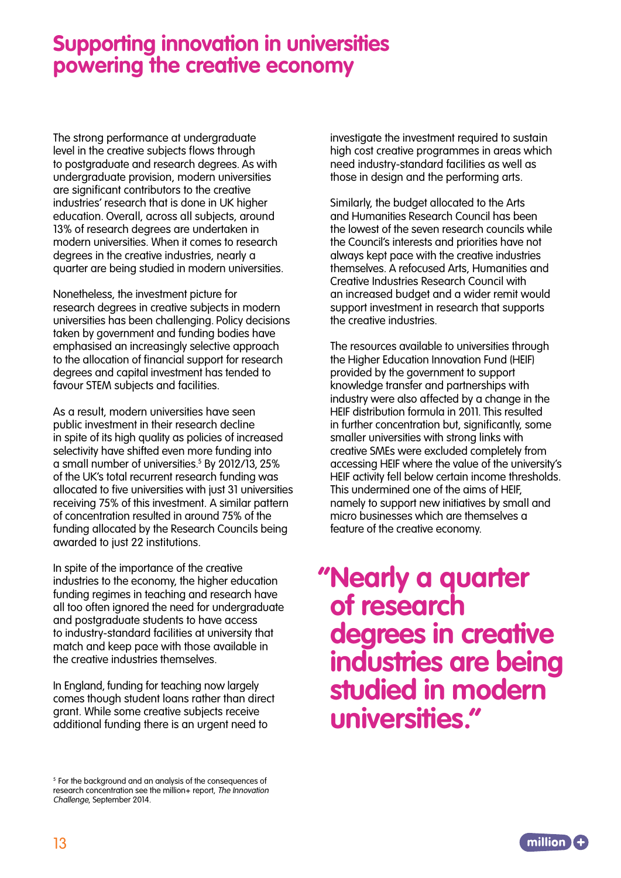# Supporting innovation in universities powering the creative economy

The strong performance at undergraduate level in the creative subjects flows through to postgraduate and research degrees. As with undergraduate provision, modern universities are significant contributors to the creative industries' research that is done in UK higher education. Overall, across all subjects, around 13% of research degrees are undertaken in modern universities. When it comes to research degrees in the creative industries, nearly a quarter are being studied in modern universities.

Nonetheless, the investment picture for research degrees in creative subjects in modern universities has been challenging. Policy decisions taken by government and funding bodies have emphasised an increasingly selective approach to the allocation of financial support for research degrees and capital investment has tended to favour STEM subjects and facilities.

As a result, modern universities have seen public investment in their research decline in spite of its high quality as policies of increased selectivity have shifted even more funding into a small number of universities.[5] By 2012/13, 25% of the UK's total recurrent research funding was allocated to five universities with just 31 universities receiving 75% of this investment. A similar pattern of concentration resulted in around 75% of the funding allocated by the Research Councils being awarded to just 22 institutions.

In spite of the importance of the creative industries to the economy, the higher education funding regimes in teaching and research have all too often ignored the need for undergraduate and postgraduate students to have access to industry-standard facilities at university that match and keep pace with those available in the creative industries themselves.

In England, funding for teaching now largely comes though student loans rather than direct grant. While some creative subjects receive additional funding there is an urgent need to investigate the investment required to sustain high cost creative programmes in areas which need industry-standard facilities as well as those in design and the performing arts.

Similarly, the budget allocated to the Arts and Humanities Research Council has been the lowest of the seven research councils while the Council's interests and priorities have not always kept pace with the creative industries themselves. A refocused Arts, Humanities and Creative Industries Research Council with an increased budget and a wider remit would support investment in research that supports the creative industries.

The resources available to universities through the Higher Education Innovation Fund (HEIF) provided by the government to support knowledge transfer and partnerships with industry were also affected by a change in the HEIF distribution formula in 2011. This resulted in further concentration but, significantly, some smaller universities with strong links with creative SMEs were excluded completely from accessing HEIF where the value of the university's HEIF activity fell below certain income thresholds. This undermined one of the aims of HEIF, namely to support new initiatives by small and micro businesses which are themselves a feature of the creative economy.

> **"Nearly a quarter of research degrees in creative industries are being studied in modern universities."**

[5] For the background and an analysis of the consequences of research concentration see the million+ report, *The Innovation Challenge*, September 2014.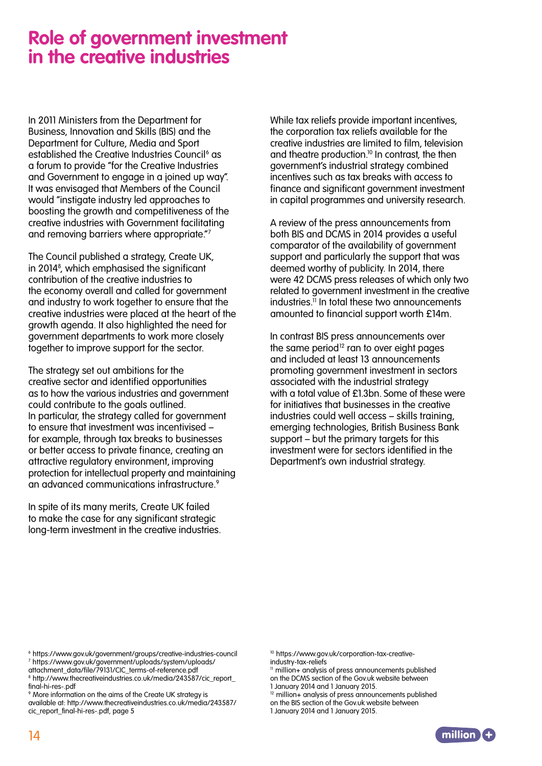# Role of government investment in the creative industries

In 2011 Ministers from the Department for Business, Innovation and Skills (BIS) and the Department for Culture, Media and Sport established the Creative Industries Council[6] as a forum to provide "for the Creative Industries and Government to engage in a joined up way". It was envisaged that Members of the Council would "instigate industry led approaches to boosting the growth and competitiveness of the creative industries with Government facilitating and removing barriers where appropriate."[7]

The Council published a strategy, Create UK, in 2014[8], which emphasised the significant contribution of the creative industries to the economy overall and called for government and industry to work together to ensure that the creative industries were placed at the heart of the growth agenda. It also highlighted the need for government departments to work more closely together to improve support for the sector.

The strategy set out ambitions for the creative sector and identified opportunities as to how the various industries and government could contribute to the goals outlined. In particular, the strategy called for government to ensure that investment was incentivised – for example, through tax breaks to businesses or better access to private finance, creating an attractive regulatory environment, improving protection for intellectual property and maintaining an advanced communications infrastructure.[9]

In spite of its many merits, Create UK failed to make the case for any significant strategic long-term investment in the creative industries.

While tax reliefs provide important incentives, the corporation tax reliefs available for the creative industries are limited to film, television and theatre production.[10] In contrast, the then government's industrial strategy combined incentives such as tax breaks with access to finance and significant government investment in capital programmes and university research.

A review of the press announcements from both BIS and DCMS in 2014 provides a useful comparator of the availability of government support and particularly the support that was deemed worthy of publicity. In 2014, there were 42 DCMS press releases of which only two related to government investment in the creative industries.[11] In total these two announcements amounted to financial support worth £14m.

In contrast BIS press announcements over the same period[12] ran to over eight pages and included at least 13 announcements promoting government investment in sectors associated with the industrial strategy with a total value of £1.3bn. Some of these were for initiatives that businesses in the creative industries could well access – skills training, emerging technologies, British Business Bank support – but the primary targets for this investment were for sectors identified in the Department's own industrial strategy.

---

[6] https://www.gov.uk/government/groups/creative-industries-council

[7] https://www.gov.uk/government/uploads/system/uploads/attachment_data/file/79131/CIC_terms-of-reference.pdf

[8] http://www.thecreativeindustries.co.uk/media/243587/cic_report_final-hi-res-.pdf

[9] More information on the aims of the Create UK strategy is available at: http://www.thecreativeindustries.co.uk/media/243587/cic_report_final-hi-res-.pdf, page 5

[10] https://www.gov.uk/corporation-tax-creative-industry-tax-reliefs

[11] million+ analysis of press announcements published on the DCMS section of the Gov.uk website between 1 January 2014 and 1 January 2015.

[12] million+ analysis of press announcements published on the BIS section of the Gov.uk website between 1 January 2014 and 1 January 2015.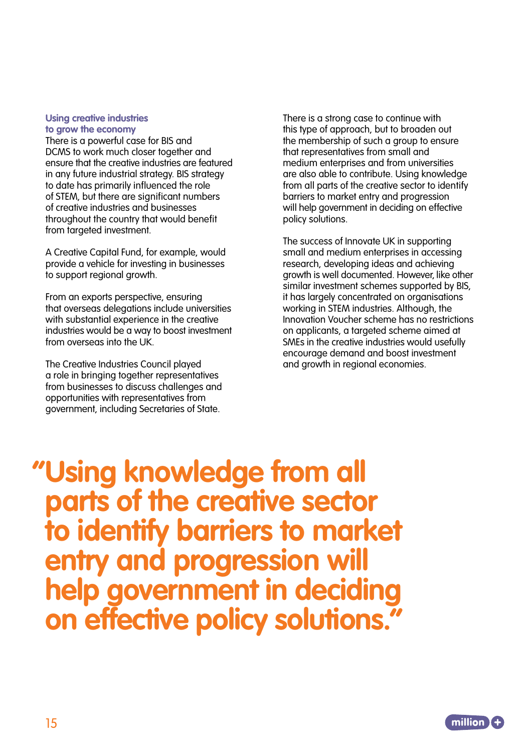### Using creative industries to grow the economy

There is a powerful case for BIS and DCMS to work much closer together and ensure that the creative industries are featured in any future industrial strategy. BIS strategy to date has primarily influenced the role of STEM, but there are significant numbers of creative industries and businesses throughout the country that would benefit from targeted investment.

A Creative Capital Fund, for example, would provide a vehicle for investing in businesses to support regional growth.

From an exports perspective, ensuring that overseas delegations include universities with substantial experience in the creative industries would be a way to boost investment from overseas into the UK.

The Creative Industries Council played a role in bringing together representatives from businesses to discuss challenges and opportunities with representatives from government, including Secretaries of State.

There is a strong case to continue with this type of approach, but to broaden out the membership of such a group to ensure that representatives from small and medium enterprises and from universities are also able to contribute. Using knowledge from all parts of the creative sector to identify barriers to market entry and progression will help government in deciding on effective policy solutions.

The success of Innovate UK in supporting small and medium enterprises in accessing research, developing ideas and achieving growth is well documented. However, like other similar investment schemes supported by BIS, it has largely concentrated on organisations working in STEM industries. Although, the Innovation Voucher scheme has no restrictions on applicants, a targeted scheme aimed at SMEs in the creative industries would usefully encourage demand and boost investment and growth in regional economies.

> "Using knowledge from all parts of the creative sector to identify barriers to market entry and progression will help government in deciding on effective policy solutions."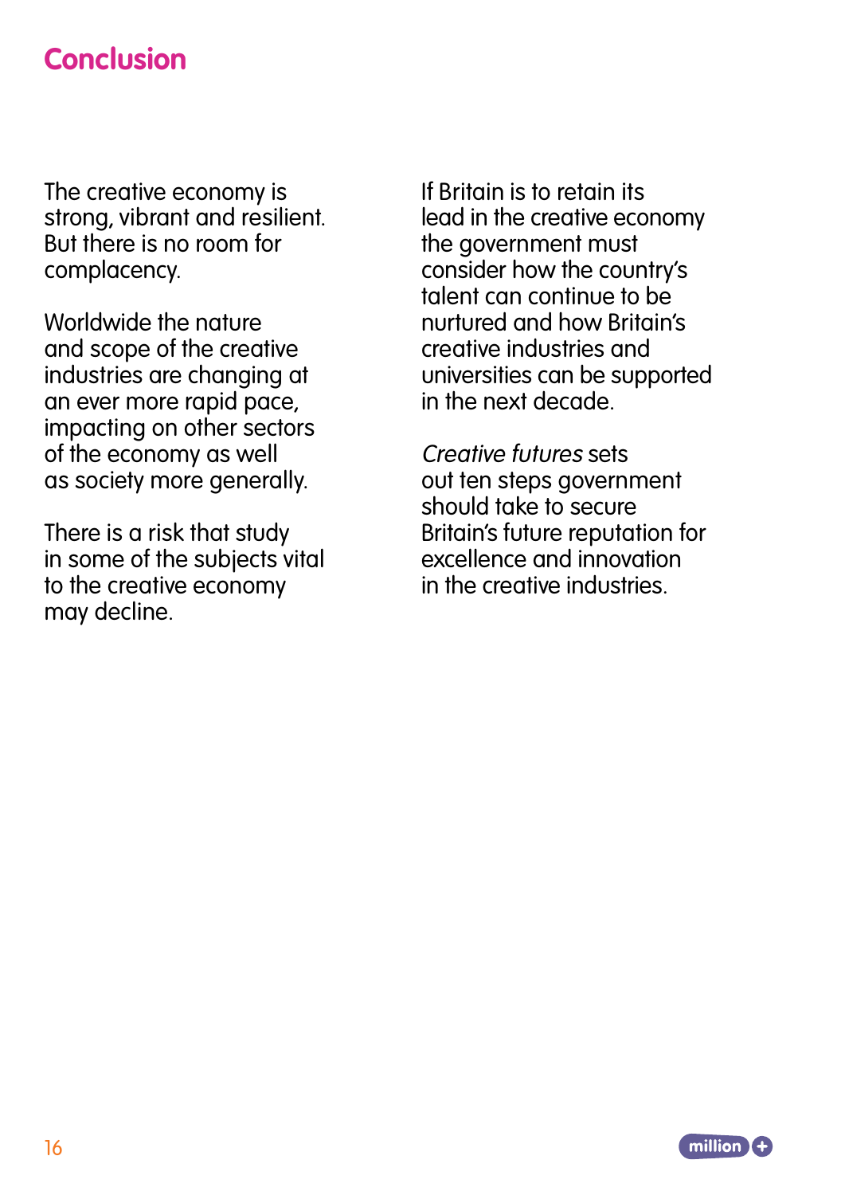## Conclusion

The creative economy is strong, vibrant and resilient. But there is no room for complacency.

Worldwide the nature and scope of the creative industries are changing at an ever more rapid pace, impacting on other sectors of the economy as well as society more generally.

There is a risk that study in some of the subjects vital to the creative economy may decline.

If Britain is to retain its lead in the creative economy the government must consider how the country's talent can continue to be nurtured and how Britain's creative industries and universities can be supported in the next decade.

*Creative futures* sets out ten steps government should take to secure Britain's future reputation for excellence and innovation in the creative industries.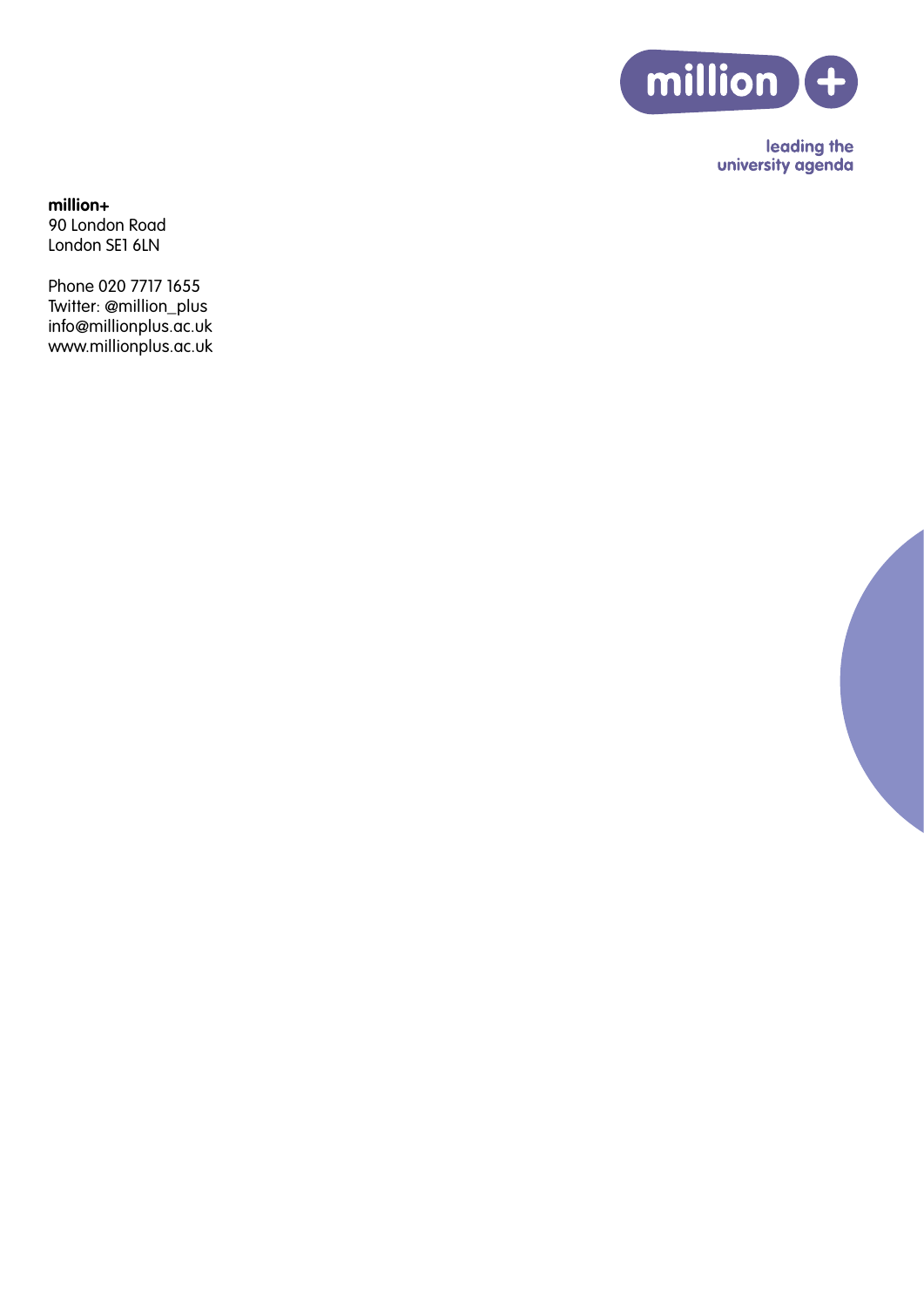leading the
university agenda

**million+**
90 London Road
London SE1 6LN

Phone 020 7717 1655
Twitter: @million_plus
info@millionplus.ac.uk
www.millionplus.ac.uk